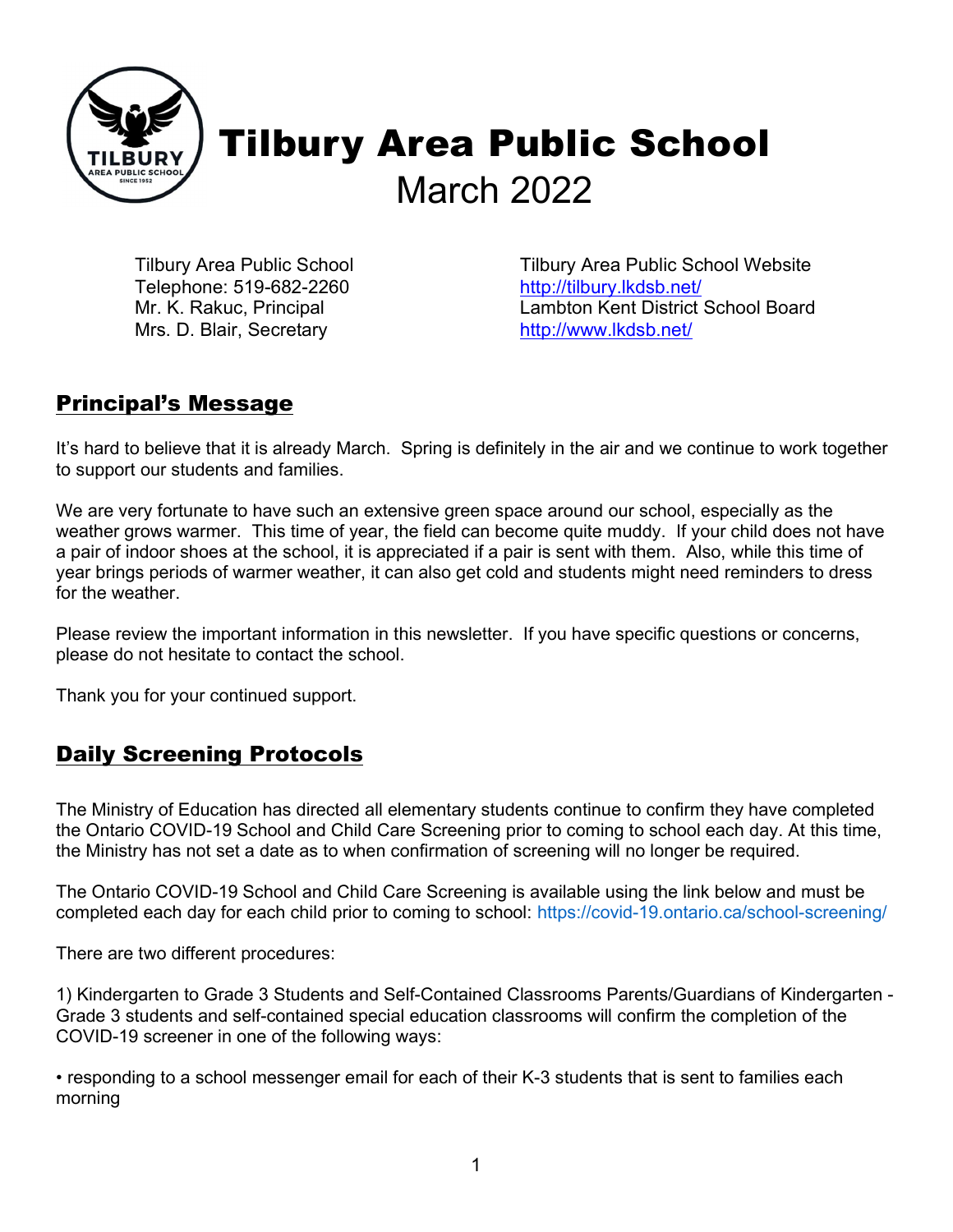# Tilbury Area Public School

March 2022

Tilbury Area Public School
Telephone: 519-682-2260
Mr. K. Rakuc, Principal
Mrs. D. Blair, Secretary

Tilbury Area Public School Website
http://tilbury.lkdsb.net/
Lambton Kent District School Board
http://www.lkdsb.net/

## Principal's Message

It's hard to believe that it is already March. Spring is definitely in the air and we continue to work together to support our students and families.

We are very fortunate to have such an extensive green space around our school, especially as the weather grows warmer. This time of year, the field can become quite muddy. If your child does not have a pair of indoor shoes at the school, it is appreciated if a pair is sent with them. Also, while this time of year brings periods of warmer weather, it can also get cold and students might need reminders to dress for the weather.

Please review the important information in this newsletter. If you have specific questions or concerns, please do not hesitate to contact the school.

Thank you for your continued support.

## Daily Screening Protocols

The Ministry of Education has directed all elementary students continue to confirm they have completed the Ontario COVID-19 School and Child Care Screening prior to coming to school each day. At this time, the Ministry has not set a date as to when confirmation of screening will no longer be required.

The Ontario COVID-19 School and Child Care Screening is available using the link below and must be completed each day for each child prior to coming to school: https://covid-19.ontario.ca/school-screening/

There are two different procedures:

1) Kindergarten to Grade 3 Students and Self-Contained Classrooms Parents/Guardians of Kindergarten - Grade 3 students and self-contained special education classrooms will confirm the completion of the COVID-19 screener in one of the following ways:

- responding to a school messenger email for each of their K-3 students that is sent to families each morning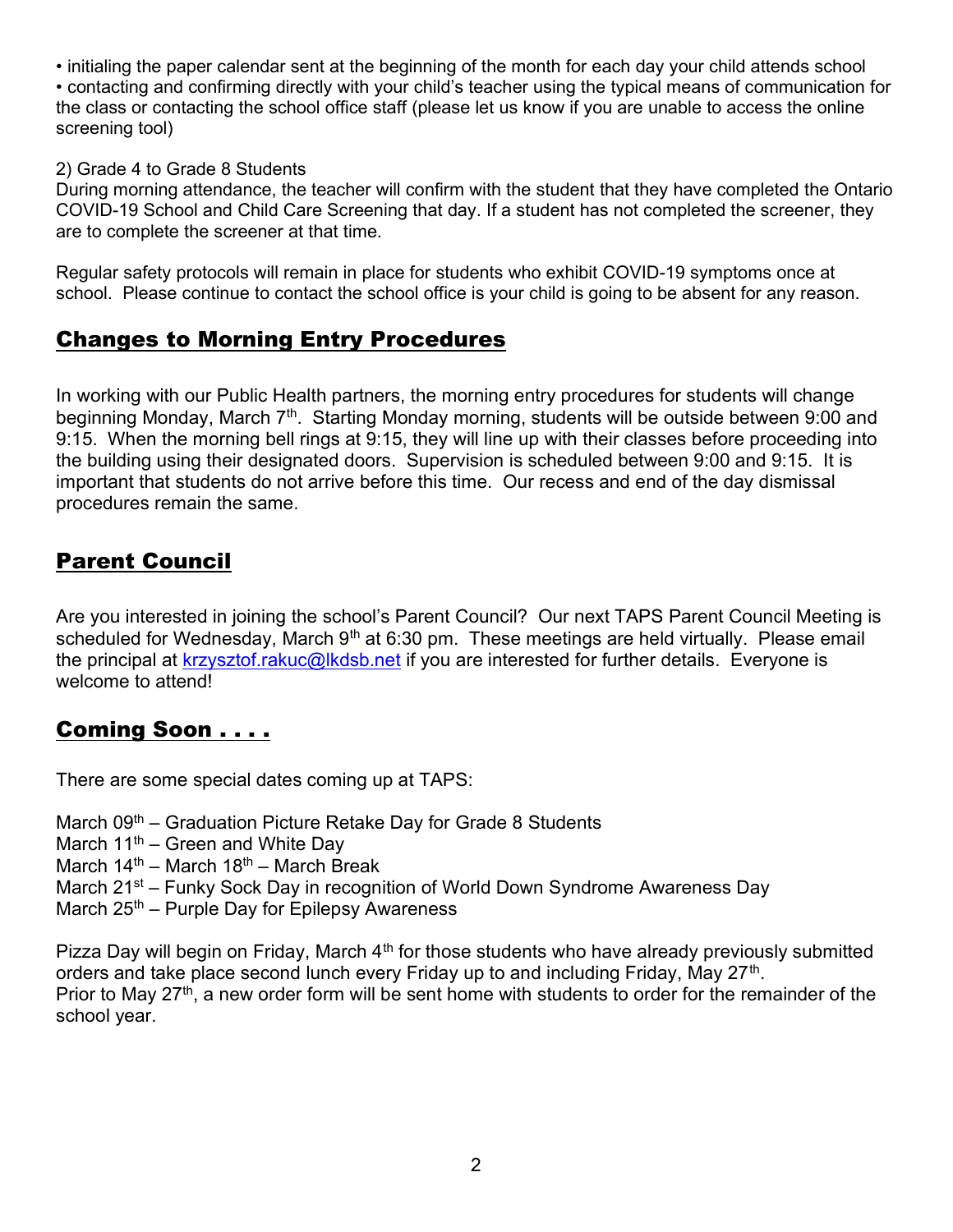• initialing the paper calendar sent at the beginning of the month for each day your child attends school
• contacting and confirming directly with your child's teacher using the typical means of communication for the class or contacting the school office staff (please let us know if you are unable to access the online screening tool)

2) Grade 4 to Grade 8 Students
During morning attendance, the teacher will confirm with the student that they have completed the Ontario COVID-19 School and Child Care Screening that day. If a student has not completed the screener, they are to complete the screener at that time.

Regular safety protocols will remain in place for students who exhibit COVID-19 symptoms once at school. Please continue to contact the school office is your child is going to be absent for any reason.

## Changes to Morning Entry Procedures

In working with our Public Health partners, the morning entry procedures for students will change beginning Monday, March 7th. Starting Monday morning, students will be outside between 9:00 and 9:15. When the morning bell rings at 9:15, they will line up with their classes before proceeding into the building using their designated doors. Supervision is scheduled between 9:00 and 9:15. It is important that students do not arrive before this time. Our recess and end of the day dismissal procedures remain the same.

## Parent Council

Are you interested in joining the school's Parent Council? Our next TAPS Parent Council Meeting is scheduled for Wednesday, March 9th at 6:30 pm. These meetings are held virtually. Please email the principal at krzysztof.rakuc@lkdsb.net if you are interested for further details. Everyone is welcome to attend!

## Coming Soon . . . .

There are some special dates coming up at TAPS:

March 09th – Graduation Picture Retake Day for Grade 8 Students
March 11th – Green and White Day
March 14th – March 18th – March Break
March 21st – Funky Sock Day in recognition of World Down Syndrome Awareness Day
March 25th – Purple Day for Epilepsy Awareness

Pizza Day will begin on Friday, March 4th for those students who have already previously submitted orders and take place second lunch every Friday up to and including Friday, May 27th.
Prior to May 27th, a new order form will be sent home with students to order for the remainder of the school year.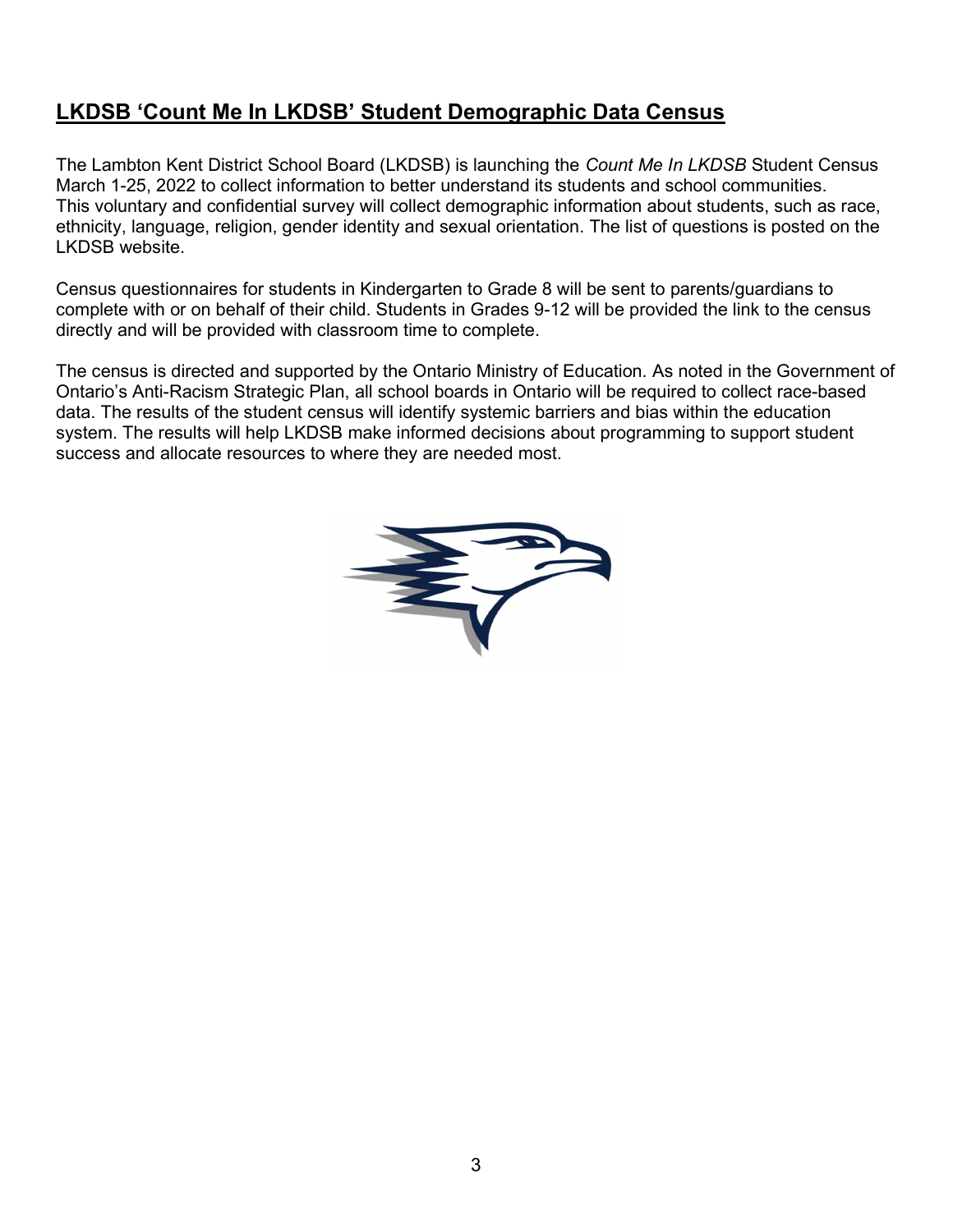## LKDSB 'Count Me In LKDSB' Student Demographic Data Census

The Lambton Kent District School Board (LKDSB) is launching the *Count Me In LKDSB* Student Census March 1-25, 2022 to collect information to better understand its students and school communities. This voluntary and confidential survey will collect demographic information about students, such as race, ethnicity, language, religion, gender identity and sexual orientation. The list of questions is posted on the LKDSB website.

Census questionnaires for students in Kindergarten to Grade 8 will be sent to parents/guardians to complete with or on behalf of their child. Students in Grades 9-12 will be provided the link to the census directly and will be provided with classroom time to complete.

The census is directed and supported by the Ontario Ministry of Education. As noted in the Government of Ontario's Anti-Racism Strategic Plan, all school boards in Ontario will be required to collect race-based data. The results of the student census will identify systemic barriers and bias within the education system. The results will help LKDSB make informed decisions about programming to support student success and allocate resources to where they are needed most.